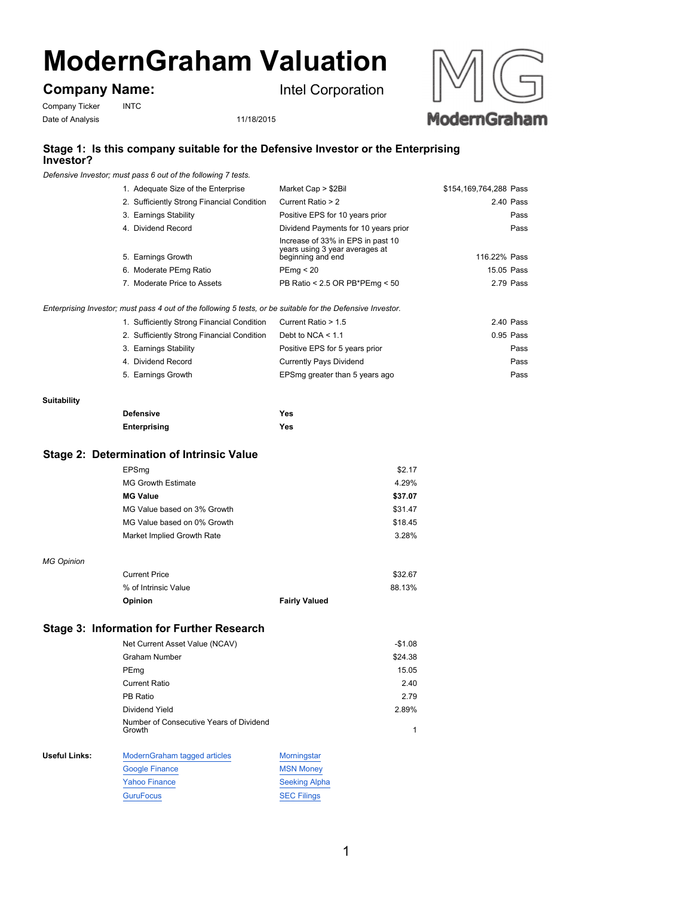# ModernGraham Valuation

## Company Name: Intel Corporation

Company Ticker: INTC

Date of Analysis: 11/18/2015

### Stage 1: Is this company suitable for the Defensive Investor or the Enterprising Investor?

*Defensive Investor; must pass 6 out of the following 7 tests.*

| Test | Criterion | Value | Result |
|---|---|---|---|
| 1. Adequate Size of the Enterprise | Market Cap > $2Bil | $154,169,764,288 | Pass |
| 2. Sufficiently Strong Financial Condition | Current Ratio > 2 | 2.40 | Pass |
| 3. Earnings Stability | Positive EPS for 10 years prior | | Pass |
| 4. Dividend Record | Dividend Payments for 10 years prior | | Pass |
| 5. Earnings Growth | Increase of 33% in EPS in past 10 years using 3 year averages at beginning and end | 116.22% | Pass |
| 6. Moderate PEmg Ratio | PEmg < 20 | 15.05 | Pass |
| 7. Moderate Price to Assets | PB Ratio < 2.5 OR PB*PEmg < 50 | 2.79 | Pass |

*Enterprising Investor; must pass 4 out of the following 5 tests, or be suitable for the Defensive Investor.*

| Test | Criterion | Value | Result |
|---|---|---|---|
| 1. Sufficiently Strong Financial Condition | Current Ratio > 1.5 | 2.40 | Pass |
| 2. Sufficiently Strong Financial Condition | Debt to NCA < 1.1 | 0.95 | Pass |
| 3. Earnings Stability | Positive EPS for 5 years prior | | Pass |
| 4. Dividend Record | Currently Pays Dividend | | Pass |
| 5. Earnings Growth | EPSmg greater than 5 years ago | | Pass |

**Suitability**

| | |
|---|---|
| **Defensive** | **Yes** |
| **Enterprising** | **Yes** |

### Stage 2: Determination of Intrinsic Value

| | |
|---|---|
| EPSmg | $2.17 |
| MG Growth Estimate | 4.29% |
| **MG Value** | **$37.07** |
| MG Value based on 3% Growth | $31.47 |
| MG Value based on 0% Growth | $18.45 |
| Market Implied Growth Rate | 3.28% |

*MG Opinion*

| | | |
|---|---|---|
| Current Price | | $32.67 |
| % of Intrinsic Value | | 88.13% |
| **Opinion** | **Fairly Valued** | |

### Stage 3: Information for Further Research

| | |
|---|---|
| Net Current Asset Value (NCAV) | -$1.08 |
| Graham Number | $24.38 |
| PEmg | 15.05 |
| Current Ratio | 2.40 |
| PB Ratio | 2.79 |
| Dividend Yield | 2.89% |
| Number of Consecutive Years of Dividend Growth | 1 |

**Useful Links:**

| | |
|---|---|
| ModernGraham tagged articles | Morningstar |
| Google Finance | MSN Money |
| Yahoo Finance | Seeking Alpha |
| GuruFocus | SEC Filings |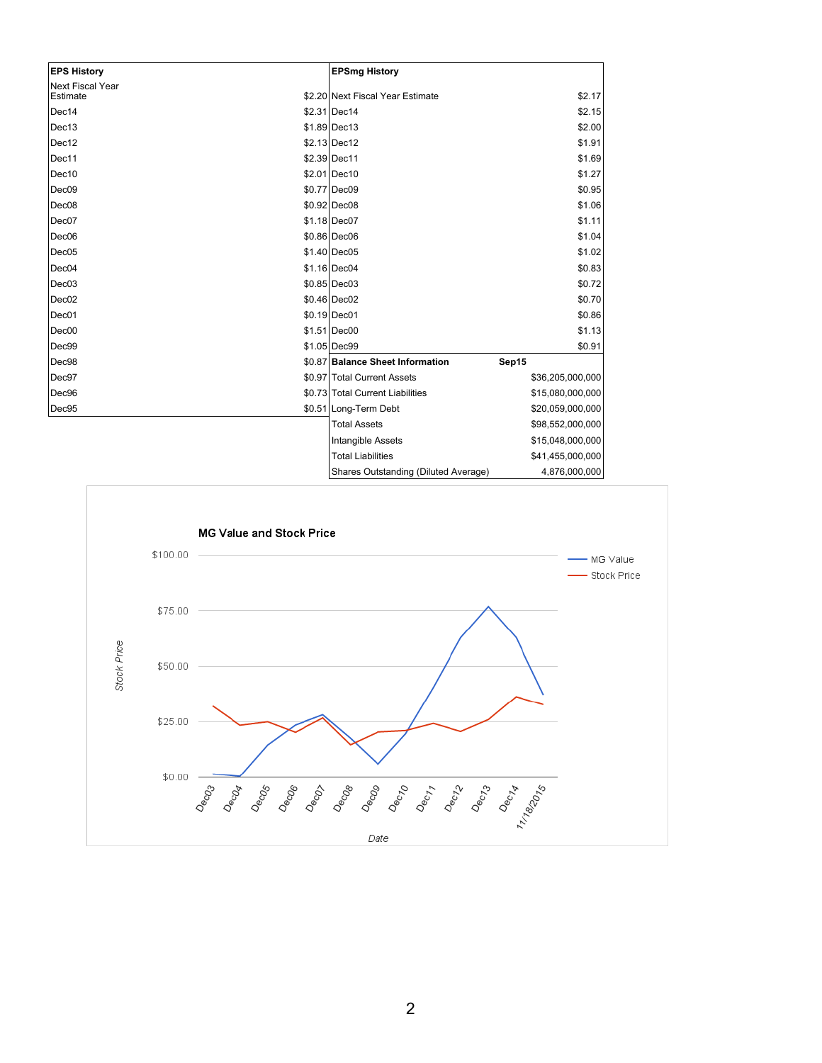| EPS History | |
|---|---|
| Next Fiscal Year Estimate | $2.20 |
| Dec14 | $2.31 |
| Dec13 | $1.89 |
| Dec12 | $2.13 |
| Dec11 | $2.39 |
| Dec10 | $2.01 |
| Dec09 | $0.77 |
| Dec08 | $0.92 |
| Dec07 | $1.18 |
| Dec06 | $0.86 |
| Dec05 | $1.40 |
| Dec04 | $1.16 |
| Dec03 | $0.85 |
| Dec02 | $0.46 |
| Dec01 | $0.19 |
| Dec00 | $1.51 |
| Dec99 | $1.05 |
| Dec98 | $0.87 |
| Dec97 | $0.97 |
| Dec96 | $0.73 |
| Dec95 | $0.51 |

| EPSmg History | |
|---|---|
| Next Fiscal Year Estimate | $2.17 |
| Dec14 | $2.15 |
| Dec13 | $2.00 |
| Dec12 | $1.91 |
| Dec11 | $1.69 |
| Dec10 | $1.27 |
| Dec09 | $0.95 |
| Dec08 | $1.06 |
| Dec07 | $1.11 |
| Dec06 | $1.04 |
| Dec05 | $1.02 |
| Dec04 | $0.83 |
| Dec03 | $0.72 |
| Dec02 | $0.70 |
| Dec01 | $0.86 |
| Dec00 | $1.13 |
| Dec99 | $0.91 |

| Balance Sheet Information | Sep15 |
|---|---|
| Total Current Assets | $36,205,000,000 |
| Total Current Liabilities | $15,080,000,000 |
| Long-Term Debt | $20,059,000,000 |
| Total Assets | $98,552,000,000 |
| Intangible Assets | $15,048,000,000 |
| Total Liabilities | $41,455,000,000 |
| Shares Outstanding (Diluted Average) | 4,876,000,000 |

**MG Value and Stock Price**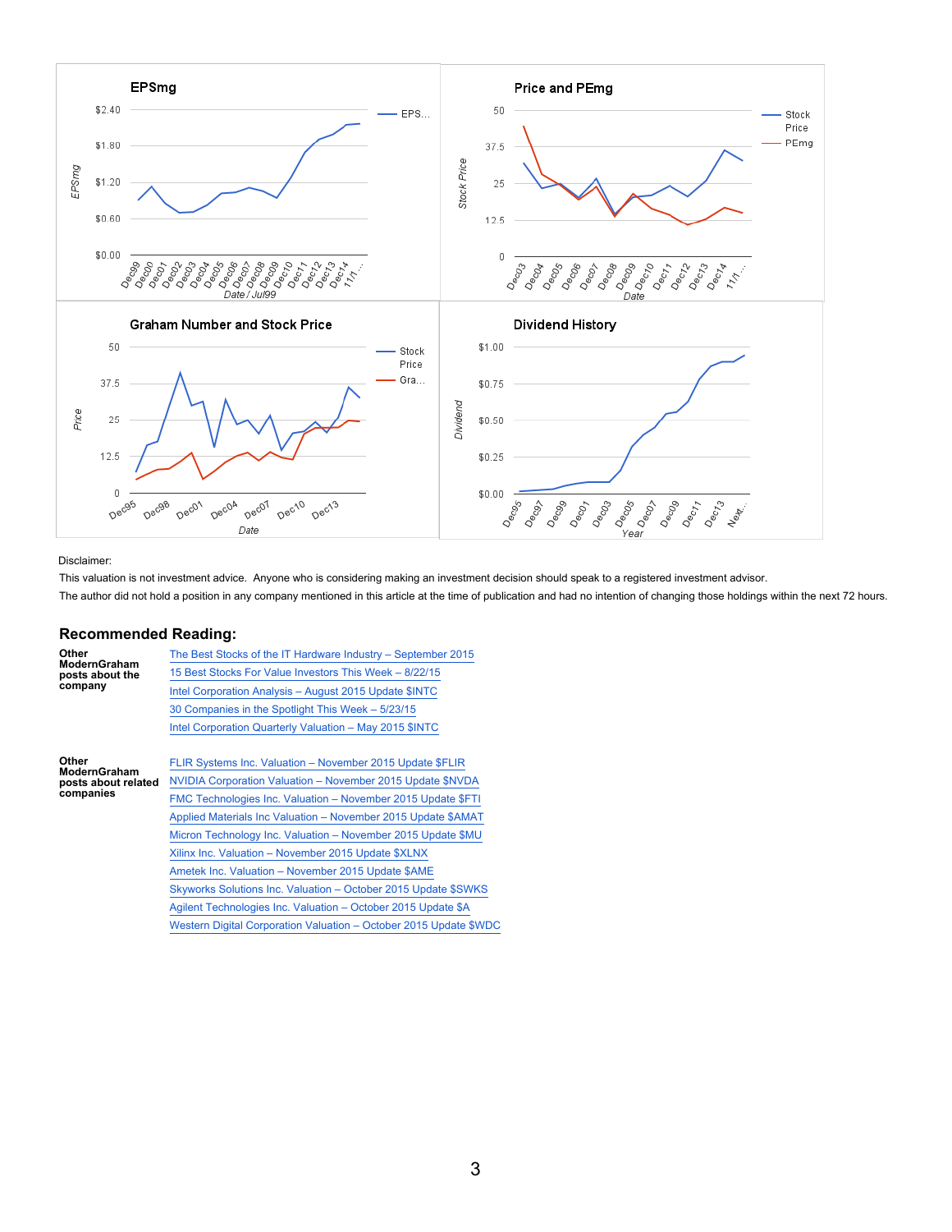EPSmg

$2.40
$1.80
$1.20
$0.60
$0.00

EPSmg

EPS...

Dec99 Dec00 Dec01 Dec02 Dec03 Dec04 Dec05 Dec06 Dec07 Dec08 Dec09 Dec10 Dec11 Dec12 Dec13 Dec14 11/1...

Date / Jul99

Price and PEmg

50
37.5
25
12.5
0

Stock Price

Stock Price
PEmg

Dec03 Dec04 Dec05 Dec06 Dec07 Dec08 Dec09 Dec10 Dec11 Dec12 Dec13 Dec14 11/1...

Date

Graham Number and Stock Price

50
37.5
25
12.5
0

Price

Stock Price
Gra...

Dec95 Dec98 Dec01 Dec04 Dec07 Dec10 Dec13

Date

Dividend History

$1.00
$0.75
$0.50
$0.25
$0.00

Dividend

Dec95 Dec97 Dec99 Dec01 Dec03 Dec05 Dec07 Dec09 Dec11 Dec13 Next...

Year

Disclaimer:

This valuation is not investment advice. Anyone who is considering making an investment decision should speak to a registered investment advisor.

The author did not hold a position in any company mentioned in this article at the time of publication and had no intention of changing those holdings within the next 72 hours.

## Recommended Reading:

**Other ModernGraham posts about the company**

- The Best Stocks of the IT Hardware Industry – September 2015
- 15 Best Stocks For Value Investors This Week – 8/22/15
- Intel Corporation Analysis – August 2015 Update $INTC
- 30 Companies in the Spotlight This Week – 5/23/15
- Intel Corporation Quarterly Valuation – May 2015 $INTC

**Other ModernGraham posts about related companies**

- FLIR Systems Inc. Valuation – November 2015 Update $FLIR
- NVIDIA Corporation Valuation – November 2015 Update $NVDA
- FMC Technologies Inc. Valuation – November 2015 Update $FTI
- Applied Materials Inc Valuation – November 2015 Update $AMAT
- Micron Technology Inc. Valuation – November 2015 Update $MU
- Xilinx Inc. Valuation – November 2015 Update $XLNX
- Ametek Inc. Valuation – November 2015 Update $AME
- Skyworks Solutions Inc. Valuation – October 2015 Update $SWKS
- Agilent Technologies Inc. Valuation – October 2015 Update $A
- Western Digital Corporation Valuation – October 2015 Update $WDC